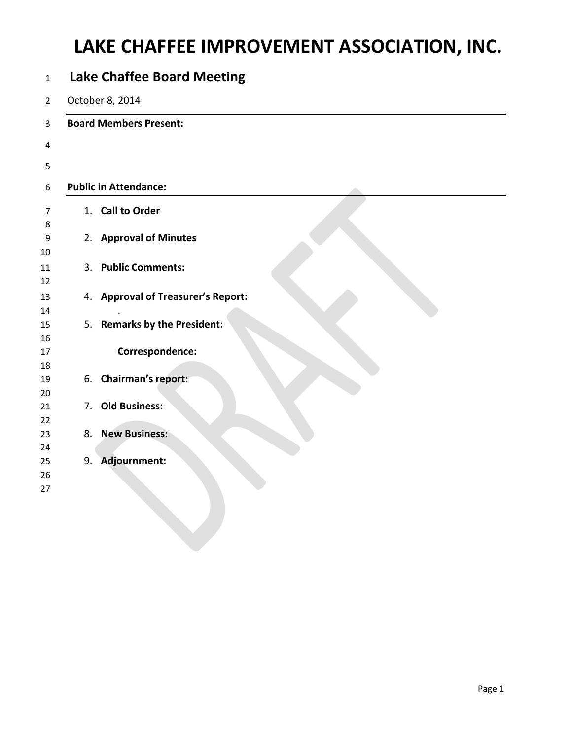# LAKE CHAFFEE IMPROVEMENT ASSOCIATION, INC.

## Lake Chaffee Board Meeting

October 8, 2014

**Board Members Present:**

**Public in Attendance:**

1. **Call to Order**

2. **Approval of Minutes**

3. **Public Comments:**

4. **Approval of Treasurer's Report:**

   .

5. **Remarks by the President:**

   **Correspondence:**

6. **Chairman's report:**

7. **Old Business:**

8. **New Business:**

9. **Adjournment:**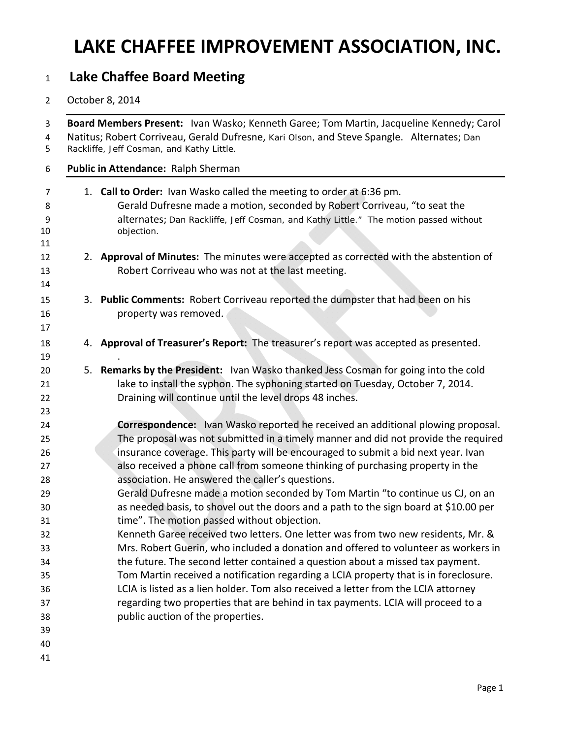# LAKE CHAFFEE IMPROVEMENT ASSOCIATION, INC.

## Lake Chaffee Board Meeting

October 8, 2014

**Board Members Present:** Ivan Wasko; Kenneth Garee; Tom Martin, Jacqueline Kennedy; Carol Natitus; Robert Corriveau, Gerald Dufresne, Kari Olson, and Steve Spangle. Alternates; Dan Rackliffe, Jeff Cosman, and Kathy Little.

**Public in Attendance:** Ralph Sherman

1. **Call to Order:** Ivan Wasko called the meeting to order at 6:36 pm.
   Gerald Dufresne made a motion, seconded by Robert Corriveau, "to seat the alternates; Dan Rackliffe, Jeff Cosman, and Kathy Little." The motion passed without objection.

2. **Approval of Minutes:** The minutes were accepted as corrected with the abstention of Robert Corriveau who was not at the last meeting.

3. **Public Comments:** Robert Corriveau reported the dumpster that had been on his property was removed.

4. **Approval of Treasurer's Report:** The treasurer's report was accepted as presented.
   .

5. **Remarks by the President:** Ivan Wasko thanked Jess Cosman for going into the cold lake to install the syphon. The syphoning started on Tuesday, October 7, 2014. Draining will continue until the level drops 48 inches.

   **Correspondence:** Ivan Wasko reported he received an additional plowing proposal. The proposal was not submitted in a timely manner and did not provide the required insurance coverage. This party will be encouraged to submit a bid next year. Ivan also received a phone call from someone thinking of purchasing property in the association. He answered the caller's questions.
   Gerald Dufresne made a motion seconded by Tom Martin "to continue us CJ, on an as needed basis, to shovel out the doors and a path to the sign board at $10.00 per time". The motion passed without objection.
   Kenneth Garee received two letters. One letter was from two new residents, Mr. & Mrs. Robert Guerin, who included a donation and offered to volunteer as workers in the future. The second letter contained a question about a missed tax payment.
   Tom Martin received a notification regarding a LCIA property that is in foreclosure. LCIA is listed as a lien holder. Tom also received a letter from the LCIA attorney regarding two properties that are behind in tax payments. LCIA will proceed to a public auction of the properties.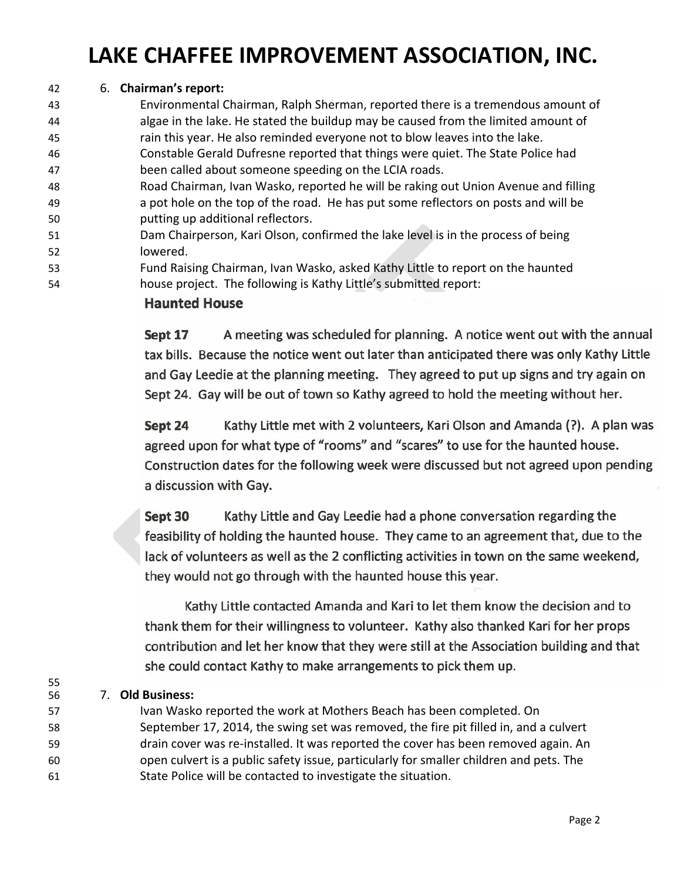6. **Chairman's report:**

Environmental Chairman, Ralph Sherman, reported there is a tremendous amount of algae in the lake. He stated the buildup may be caused from the limited amount of rain this year. He also reminded everyone not to blow leaves into the lake.

Constable Gerald Dufresne reported that things were quiet. The State Police had been called about someone speeding on the LCIA roads.

Road Chairman, Ivan Wasko, reported he will be raking out Union Avenue and filling a pot hole on the top of the road. He has put some reflectors on posts and will be putting up additional reflectors.

Dam Chairperson, Kari Olson, confirmed the lake level is in the process of being lowered.

Fund Raising Chairman, Ivan Wasko, asked Kathy Little to report on the haunted house project. The following is Kathy Little's submitted report:

**Haunted House**

**Sept 17** A meeting was scheduled for planning. A notice went out with the annual tax bills. Because the notice went out later than anticipated there was only Kathy Little and Gay Leedie at the planning meeting. They agreed to put up signs and try again on Sept 24. Gay will be out of town so Kathy agreed to hold the meeting without her.

**Sept 24** Kathy Little met with 2 volunteers, Kari Olson and Amanda (?). A plan was agreed upon for what type of "rooms" and "scares" to use for the haunted house. Construction dates for the following week were discussed but not agreed upon pending a discussion with Gay.

**Sept 30** Kathy Little and Gay Leedie had a phone conversation regarding the feasibility of holding the haunted house. They came to an agreement that, due to the lack of volunteers as well as the 2 conflicting activities in town on the same weekend, they would not go through with the haunted house this year.

Kathy Little contacted Amanda and Kari to let them know the decision and to thank them for their willingness to volunteer. Kathy also thanked Kari for her props contribution and let her know that they were still at the Association building and that she could contact Kathy to make arrangements to pick them up.

7. **Old Business:**

Ivan Wasko reported the work at Mothers Beach has been completed. On September 17, 2014, the swing set was removed, the fire pit filled in, and a culvert drain cover was re-installed. It was reported the cover has been removed again. An open culvert is a public safety issue, particularly for smaller children and pets. The State Police will be contacted to investigate the situation.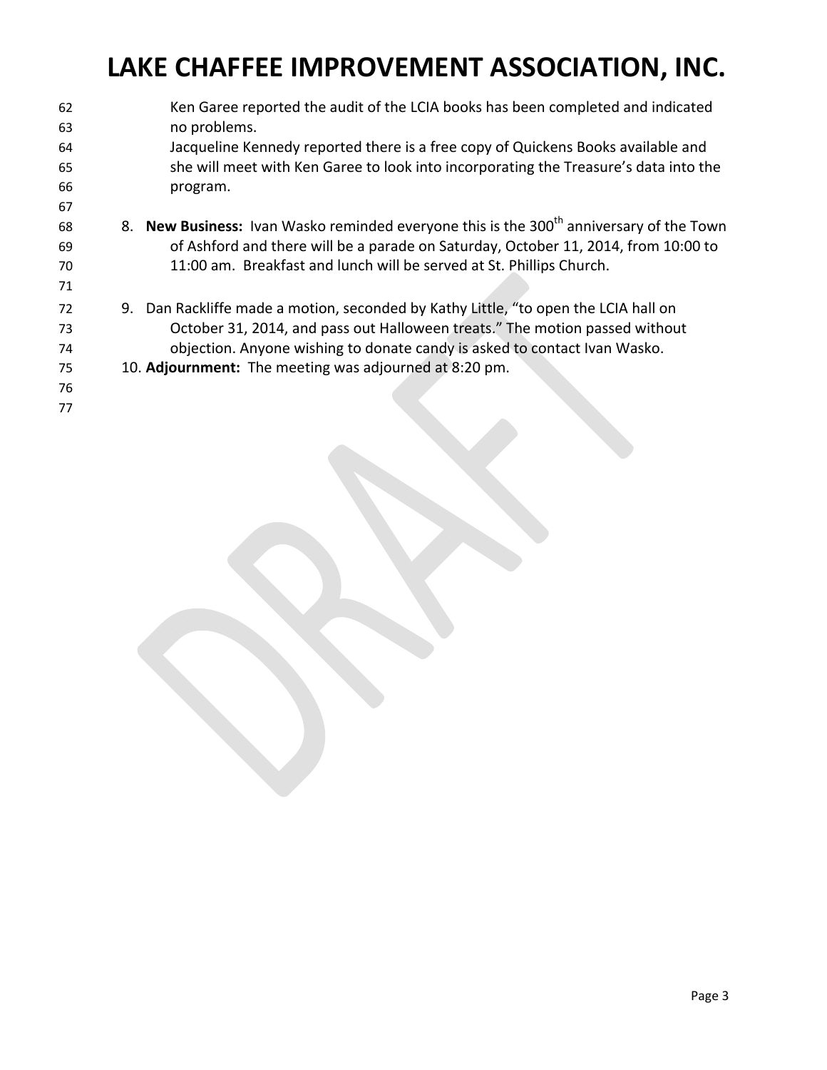Ken Garee reported the audit of the LCIA books has been completed and indicated no problems.

Jacqueline Kennedy reported there is a free copy of Quickens Books available and she will meet with Ken Garee to look into incorporating the Treasure's data into the program.

8. **New Business:** Ivan Wasko reminded everyone this is the 300th anniversary of the Town of Ashford and there will be a parade on Saturday, October 11, 2014, from 10:00 to 11:00 am. Breakfast and lunch will be served at St. Phillips Church.

9. Dan Rackliffe made a motion, seconded by Kathy Little, "to open the LCIA hall on October 31, 2014, and pass out Halloween treats." The motion passed without objection. Anyone wishing to donate candy is asked to contact Ivan Wasko.

10. **Adjournment:** The meeting was adjourned at 8:20 pm.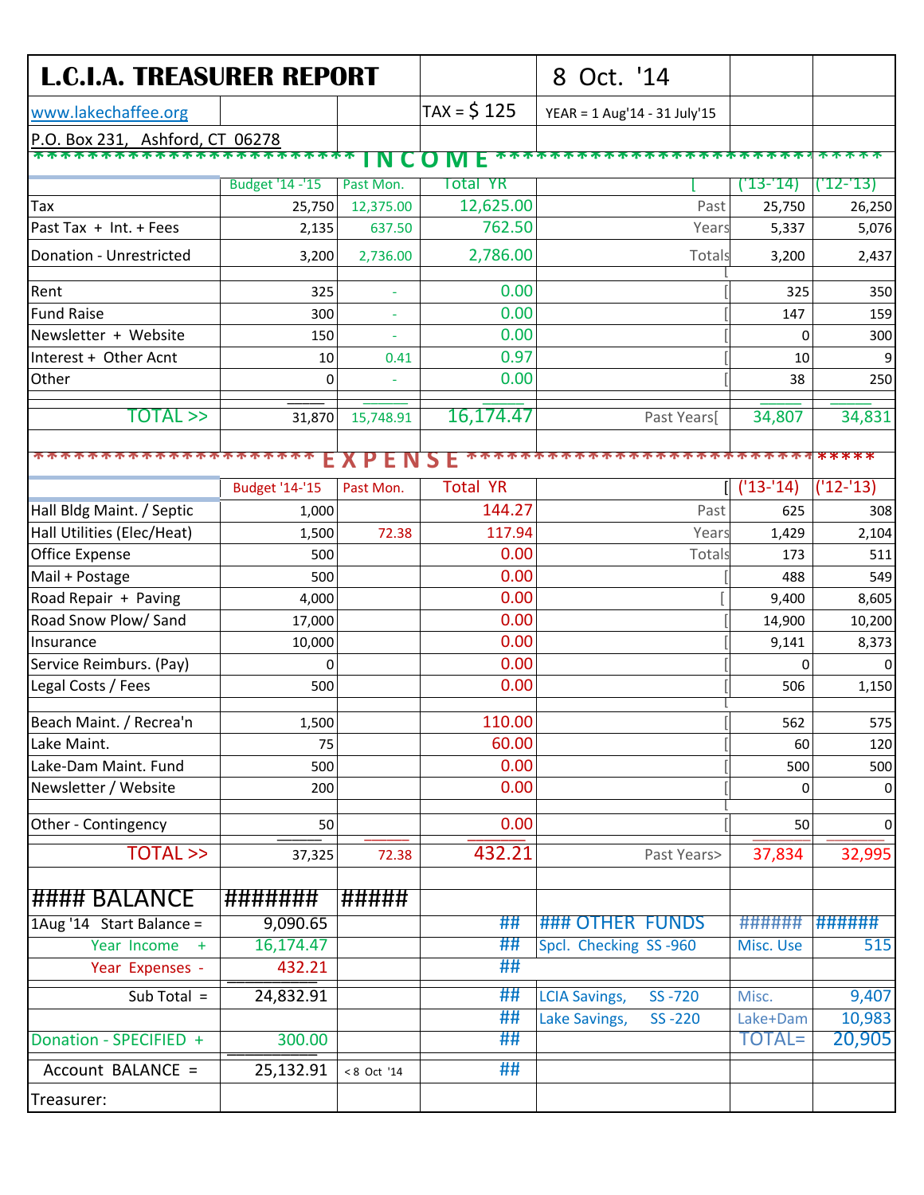# L.C.I.A. TREASURER REPORT

8 Oct. '14

www.lakechaffee.org

TAX = $ 125

YEAR = 1 Aug'14 - 31 July'15

P.O. Box 231, Ashford, CT 06278

## INCOME

| | Budget '14 -'15 | Past Mon. | Total YR | | ('13-'14) | ('12-'13) |
|---|---|---|---|---|---|---|
| Tax | 25,750 | 12,375.00 | 12,625.00 | Past | 25,750 | 26,250 |
| Past Tax + Int. + Fees | 2,135 | 637.50 | 762.50 | Years | 5,337 | 5,076 |
| Donation - Unrestricted | 3,200 | 2,736.00 | 2,786.00 | Totals | 3,200 | 2,437 |
| Rent | 325 | - | 0.00 | [ | 325 | 350 |
| Fund Raise | 300 | - | 0.00 | [ | 147 | 159 |
| Newsletter + Website | 150 | - | 0.00 | [ | 0 | 300 |
| Interest + Other Acnt | 10 | 0.41 | 0.97 | [ | 10 | 9 |
| Other | 0 | - | 0.00 | [ | 38 | 250 |
| TOTAL >> | 31,870 | 15,748.91 | 16,174.47 | Past Years[ | 34,807 | 34,831 |

## EXPENSE

| | Budget '14-'15 | Past Mon. | Total YR | [ | ('13-'14) | ('12-'13) |
|---|---|---|---|---|---|---|
| Hall Bldg Maint. / Septic | 1,000 | | 144.27 | Past | 625 | 308 |
| Hall Utilities (Elec/Heat) | 1,500 | 72.38 | 117.94 | Years | 1,429 | 2,104 |
| Office Expense | 500 | | 0.00 | Totals | 173 | 511 |
| Mail + Postage | 500 | | 0.00 | [ | 488 | 549 |
| Road Repair + Paving | 4,000 | | 0.00 | [ | 9,400 | 8,605 |
| Road Snow Plow/ Sand | 17,000 | | 0.00 | [ | 14,900 | 10,200 |
| Insurance | 10,000 | | 0.00 | [ | 9,141 | 8,373 |
| Service Reimburs. (Pay) | 0 | | 0.00 | [ | 0 | 0 |
| Legal Costs / Fees | 500 | | 0.00 | [ | 506 | 1,150 |
| Beach Maint. / Recrea'n | 1,500 | | 110.00 | [ | 562 | 575 |
| Lake Maint. | 75 | | 60.00 | [ | 60 | 120 |
| Lake-Dam Maint. Fund | 500 | | 0.00 | [ | 500 | 500 |
| Newsletter / Website | 200 | | 0.00 | [ | 0 | 0 |
| Other - Contingency | 50 | | 0.00 | [ | 50 | 0 |
| TOTAL >> | 37,325 | 72.38 | 432.21 | Past Years> | 37,834 | 32,995 |

| #### BALANCE | ####### | ##### | | ### OTHER FUNDS | ###### | ###### |
|---|---|---|---|---|---|---|
| 1Aug '14 Start Balance = | 9,090.65 | | ## | | | |
| Year Income + | 16,174.47 | | ## | Spcl. Checking SS -960 | Misc. Use | 515 |
| Year Expenses - | 432.21 | | ## | | | |
| Sub Total = | 24,832.91 | | ## | LCIA Savings, SS -720 | Misc. | 9,407 |
| | | | ## | Lake Savings, SS -220 | Lake+Dam | 10,983 |
| Donation - SPECIFIED + | 300.00 | | ## | | TOTAL= | 20,905 |
| Account BALANCE = | 25,132.91 | < 8 Oct '14 | ## | | | |
| Treasurer: | | | | | | |